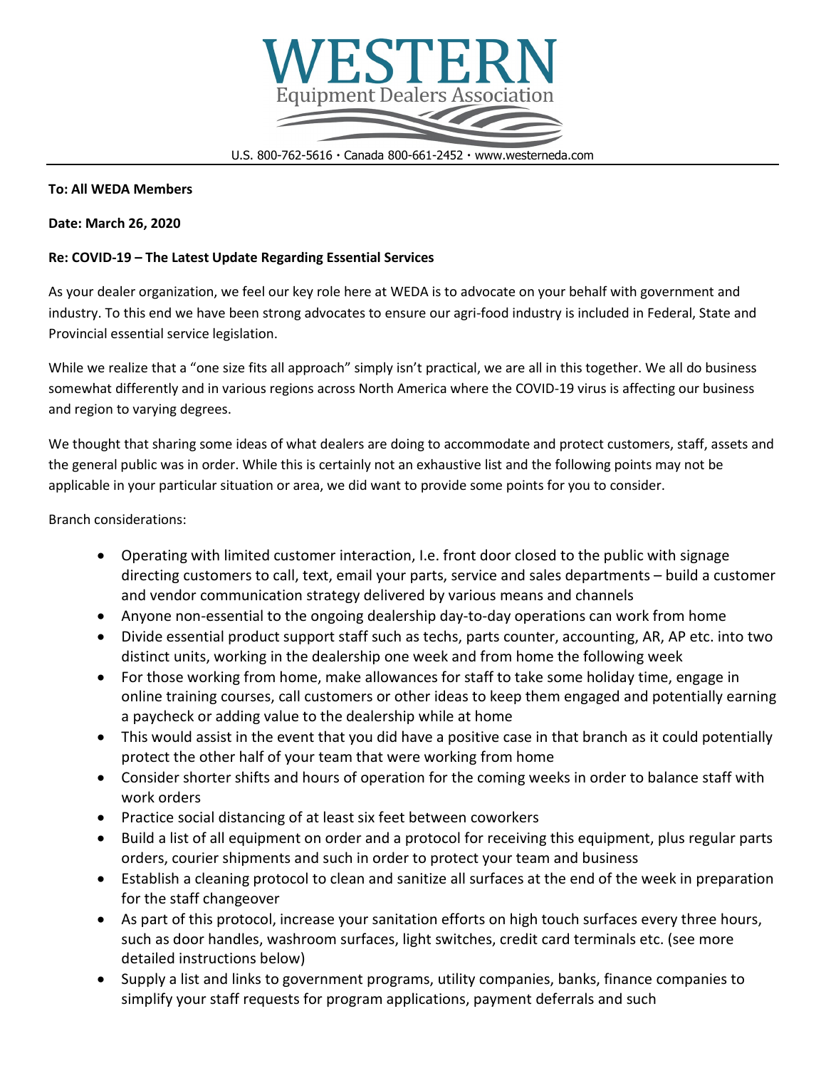# WESTERN

Equipment Dealers Association

U.S. 800-762-5616 · Canada 800-661-2452 · www.westerneda.com

**To: All WEDA Members**

**Date: March 26, 2020**

**Re: COVID-19 – The Latest Update Regarding Essential Services**

As your dealer organization, we feel our key role here at WEDA is to advocate on your behalf with government and industry. To this end we have been strong advocates to ensure our agri-food industry is included in Federal, State and Provincial essential service legislation.

While we realize that a "one size fits all approach" simply isn't practical, we are all in this together. We all do business somewhat differently and in various regions across North America where the COVID-19 virus is affecting our business and region to varying degrees.

We thought that sharing some ideas of what dealers are doing to accommodate and protect customers, staff, assets and the general public was in order. While this is certainly not an exhaustive list and the following points may not be applicable in your particular situation or area, we did want to provide some points for you to consider.

Branch considerations:

- Operating with limited customer interaction, I.e. front door closed to the public with signage directing customers to call, text, email your parts, service and sales departments – build a customer and vendor communication strategy delivered by various means and channels
- Anyone non-essential to the ongoing dealership day-to-day operations can work from home
- Divide essential product support staff such as techs, parts counter, accounting, AR, AP etc. into two distinct units, working in the dealership one week and from home the following week
- For those working from home, make allowances for staff to take some holiday time, engage in online training courses, call customers or other ideas to keep them engaged and potentially earning a paycheck or adding value to the dealership while at home
- This would assist in the event that you did have a positive case in that branch as it could potentially protect the other half of your team that were working from home
- Consider shorter shifts and hours of operation for the coming weeks in order to balance staff with work orders
- Practice social distancing of at least six feet between coworkers
- Build a list of all equipment on order and a protocol for receiving this equipment, plus regular parts orders, courier shipments and such in order to protect your team and business
- Establish a cleaning protocol to clean and sanitize all surfaces at the end of the week in preparation for the staff changeover
- As part of this protocol, increase your sanitation efforts on high touch surfaces every three hours, such as door handles, washroom surfaces, light switches, credit card terminals etc. (see more detailed instructions below)
- Supply a list and links to government programs, utility companies, banks, finance companies to simplify your staff requests for program applications, payment deferrals and such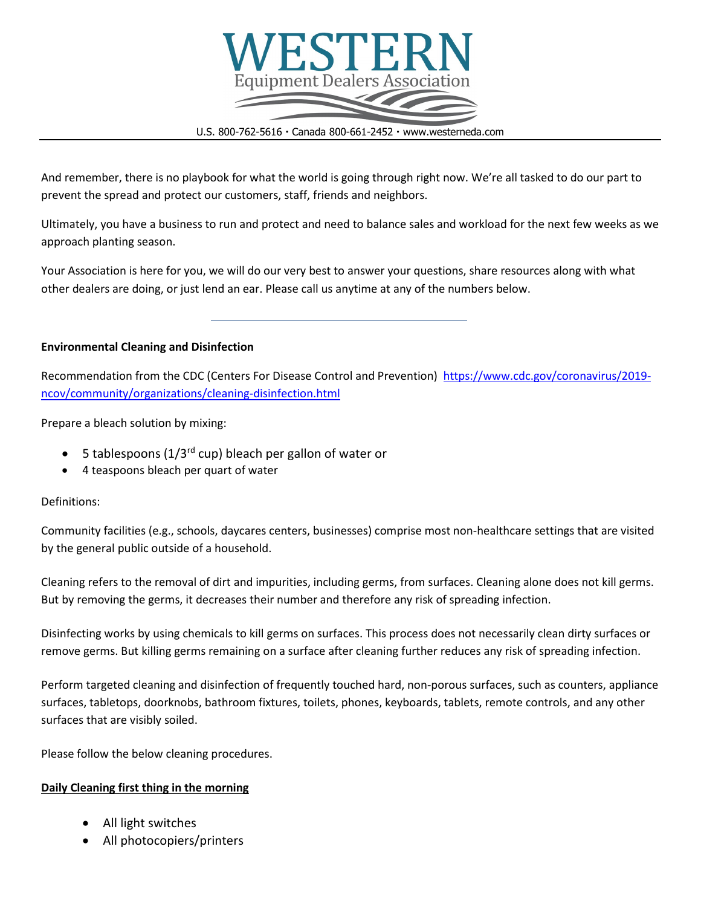And remember, there is no playbook for what the world is going through right now. We're all tasked to do our part to prevent the spread and protect our customers, staff, friends and neighbors.

Ultimately, you have a business to run and protect and need to balance sales and workload for the next few weeks as we approach planting season.

Your Association is here for you, we will do our very best to answer your questions, share resources along with what other dealers are doing, or just lend an ear. Please call us anytime at any of the numbers below.

---

**Environmental Cleaning and Disinfection**

Recommendation from the CDC (Centers For Disease Control and Prevention) [https://www.cdc.gov/coronavirus/2019-ncov/community/organizations/cleaning-disinfection.html](https://www.cdc.gov/coronavirus/2019-ncov/community/organizations/cleaning-disinfection.html)

Prepare a bleach solution by mixing:

- 5 tablespoons (1/3rd cup) bleach per gallon of water or
- 4 teaspoons bleach per quart of water

Definitions:

Community facilities (e.g., schools, daycares centers, businesses) comprise most non-healthcare settings that are visited by the general public outside of a household.

Cleaning refers to the removal of dirt and impurities, including germs, from surfaces. Cleaning alone does not kill germs. But by removing the germs, it decreases their number and therefore any risk of spreading infection.

Disinfecting works by using chemicals to kill germs on surfaces. This process does not necessarily clean dirty surfaces or remove germs. But killing germs remaining on a surface after cleaning further reduces any risk of spreading infection.

Perform targeted cleaning and disinfection of frequently touched hard, non-porous surfaces, such as counters, appliance surfaces, tabletops, doorknobs, bathroom fixtures, toilets, phones, keyboards, tablets, remote controls, and any other surfaces that are visibly soiled.

Please follow the below cleaning procedures.

**Daily Cleaning first thing in the morning**

- All light switches
- All photocopiers/printers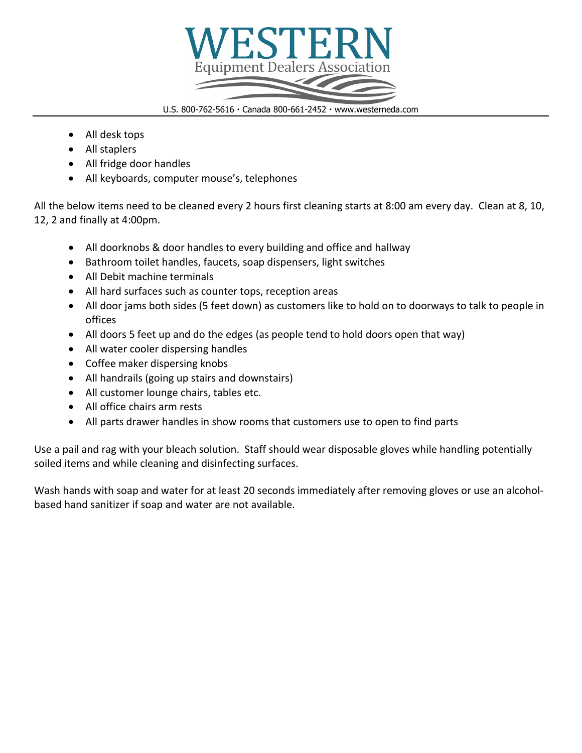- All desk tops
- All staplers
- All fridge door handles
- All keyboards, computer mouse's, telephones

All the below items need to be cleaned every 2 hours first cleaning starts at 8:00 am every day. Clean at 8, 10, 12, 2 and finally at 4:00pm.

- All doorknobs & door handles to every building and office and hallway
- Bathroom toilet handles, faucets, soap dispensers, light switches
- All Debit machine terminals
- All hard surfaces such as counter tops, reception areas
- All door jams both sides (5 feet down) as customers like to hold on to doorways to talk to people in offices
- All doors 5 feet up and do the edges (as people tend to hold doors open that way)
- All water cooler dispersing handles
- Coffee maker dispersing knobs
- All handrails (going up stairs and downstairs)
- All customer lounge chairs, tables etc.
- All office chairs arm rests
- All parts drawer handles in show rooms that customers use to open to find parts

Use a pail and rag with your bleach solution. Staff should wear disposable gloves while handling potentially soiled items and while cleaning and disinfecting surfaces.

Wash hands with soap and water for at least 20 seconds immediately after removing gloves or use an alcohol-based hand sanitizer if soap and water are not available.